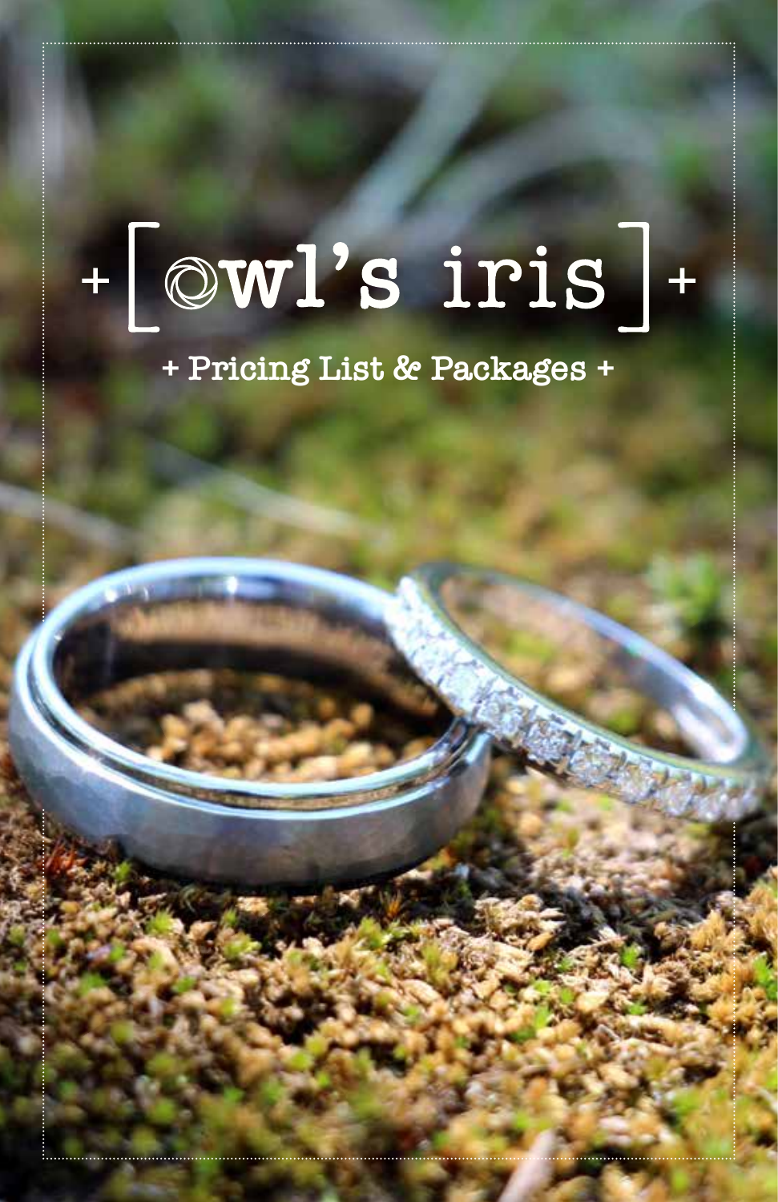# +[ owl's iris ]+

## + Pricing List & Packages +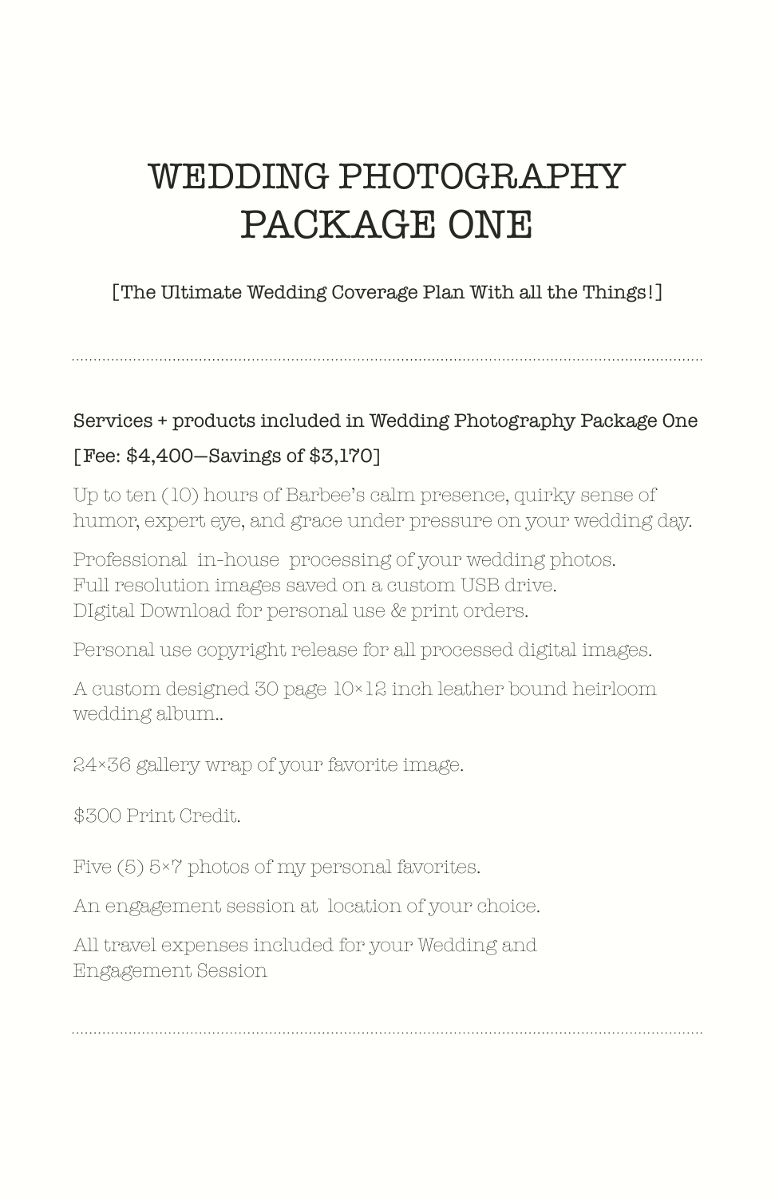# WEDDING PHOTOGRAPHY PACKAGE ONE

[The Ultimate Wedding Coverage Plan With all the Things!]

---

**Services + products included in Wedding Photography Package One**

**[Fee: $4,400—Savings of $3,170]**

Up to ten (10) hours of Barbee's calm presence, quirky sense of humor, expert eye, and grace under pressure on your wedding day.

Professional in-house processing of your wedding photos.
Full resolution images saved on a custom USB drive.
DIgital Download for personal use & print orders.

Personal use copyright release for all processed digital images.

A custom designed 30 page 10×12 inch leather bound heirloom wedding album..

24×36 gallery wrap of your favorite image.

$300 Print Credit.

Five (5) 5×7 photos of my personal favorites.

An engagement session at location of your choice.

All travel expenses included for your Wedding and Engagement Session

---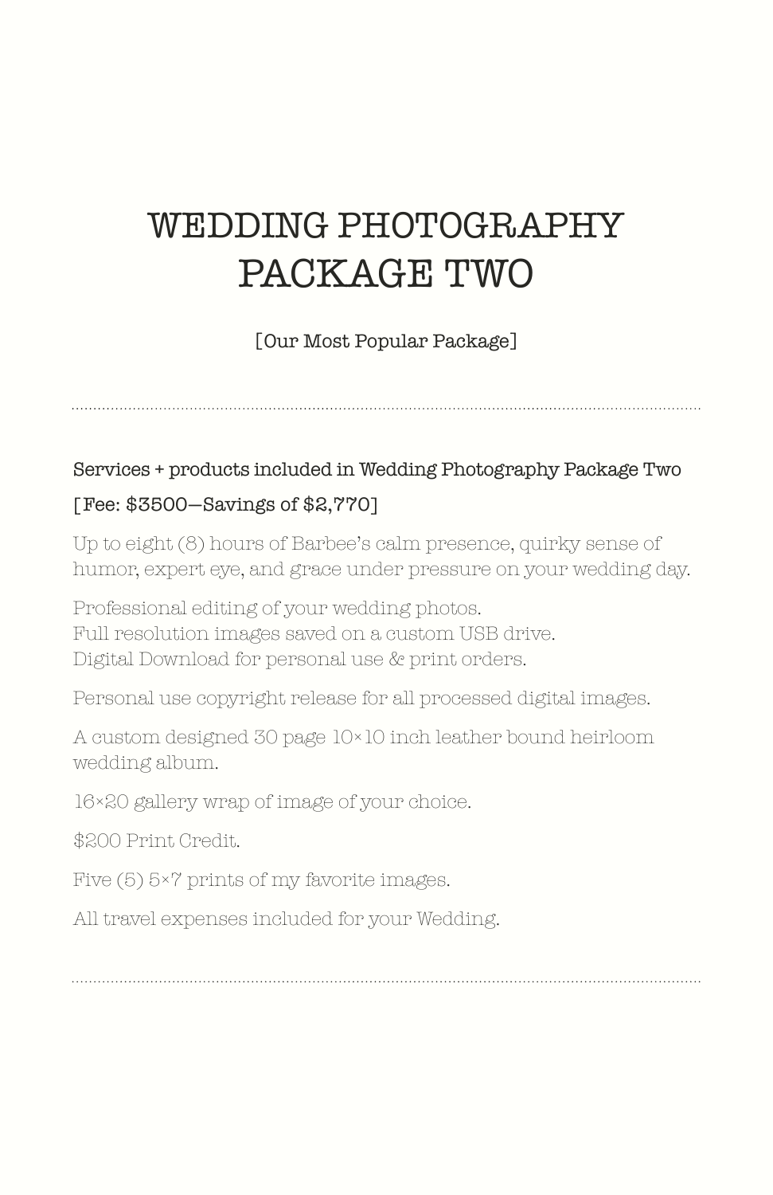# WEDDING PHOTOGRAPHY PACKAGE TWO

[Our Most Popular Package]

---

Services + products included in Wedding Photography Package Two

[Fee: $3500—Savings of $2,770]

Up to eight (8) hours of Barbee's calm presence, quirky sense of humor, expert eye, and grace under pressure on your wedding day.

Professional editing of your wedding photos.
Full resolution images saved on a custom USB drive.
Digital Download for personal use & print orders.

Personal use copyright release for all processed digital images.

A custom designed 30 page 10×10 inch leather bound heirloom wedding album.

16×20 gallery wrap of image of your choice.

$200 Print Credit.

Five (5) 5×7 prints of my favorite images.

All travel expenses included for your Wedding.

---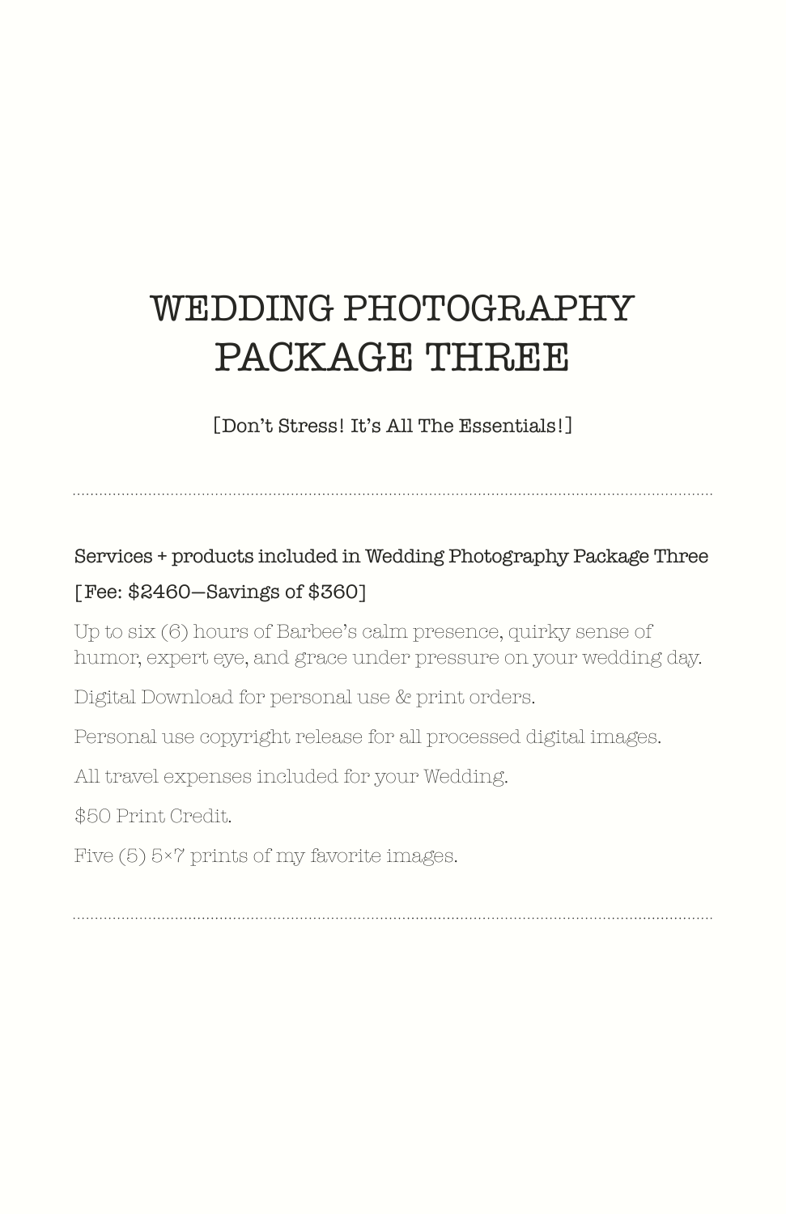# WEDDING PHOTOGRAPHY PACKAGE THREE

[Don't Stress! It's All The Essentials!]

---

Services + products included in Wedding Photography Package Three

[Fee: $2460—Savings of $360]

Up to six (6) hours of Barbee's calm presence, quirky sense of humor, expert eye, and grace under pressure on your wedding day.

Digital Download for personal use & print orders.

Personal use copyright release for all processed digital images.

All travel expenses included for your Wedding.

$50 Print Credit.

Five (5) 5×7 prints of my favorite images.

---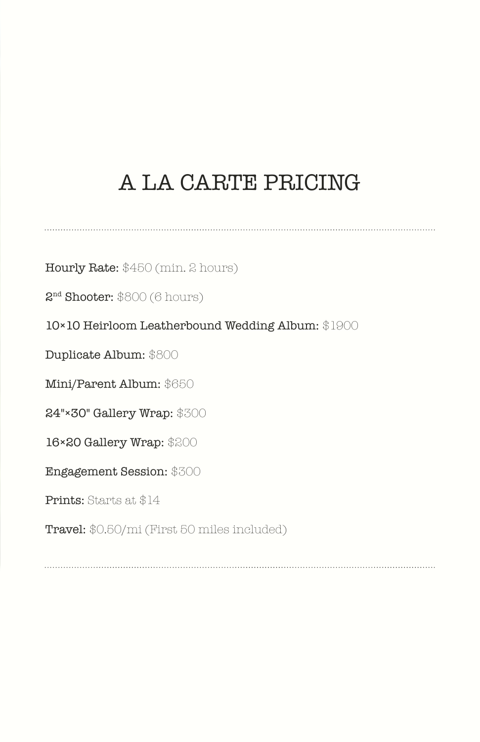# A LA CARTE PRICING

---

**Hourly Rate:** $450 (min. 2 hours)

**2nd Shooter:** $800 (6 hours)

**10×10 Heirloom Leatherbound Wedding Album:** $1900

**Duplicate Album:** $800

**Mini/Parent Album:** $650

**24"×30" Gallery Wrap:** $300

**16×20 Gallery Wrap:** $200

**Engagement Session:** $300

**Prints:** Starts at $14

**Travel:** $0.50/mi (First 50 miles included)

---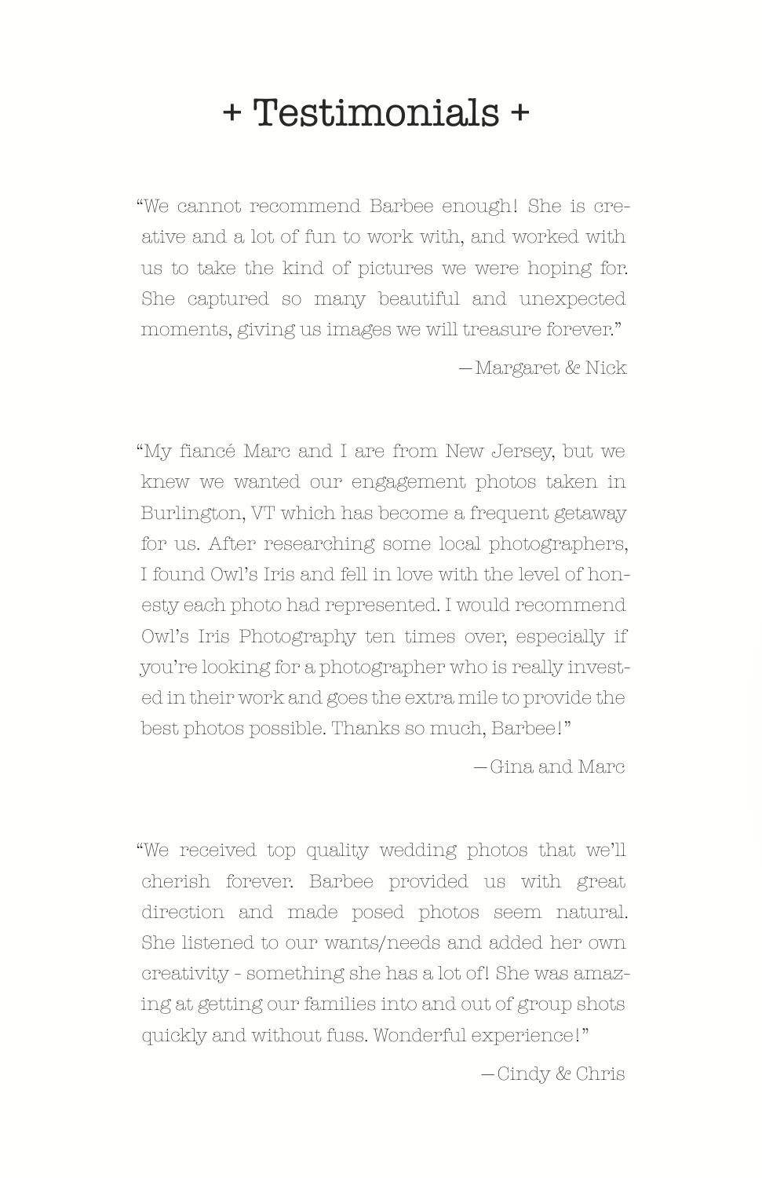# + Testimonials +

"We cannot recommend Barbee enough! She is creative and a lot of fun to work with, and worked with us to take the kind of pictures we were hoping for. She captured so many beautiful and unexpected moments, giving us images we will treasure forever."

—Margaret & Nick

"My fiancé Marc and I are from New Jersey, but we knew we wanted our engagement photos taken in Burlington, VT which has become a frequent getaway for us. After researching some local photographers, I found Owl's Iris and fell in love with the level of honesty each photo had represented. I would recommend Owl's Iris Photography ten times over, especially if you're looking for a photographer who is really invested in their work and goes the extra mile to provide the best photos possible. Thanks so much, Barbee!"

—Gina and Marc

"We received top quality wedding photos that we'll cherish forever. Barbee provided us with great direction and made posed photos seem natural. She listened to our wants/needs and added her own creativity - something she has a lot of! She was amazing at getting our families into and out of group shots quickly and without fuss. Wonderful experience!"

—Cindy & Chris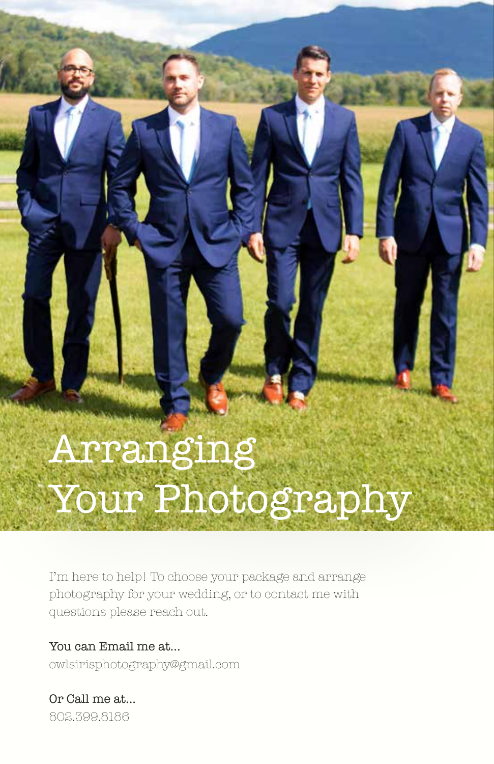# Arranging Your Photography

I'm here to help! To choose your package and arrange photography for your wedding, or to contact me with questions please reach out.

**You can Email me at...**
owlsirisphotography@gmail.com

**Or Call me at...**
802.399.8186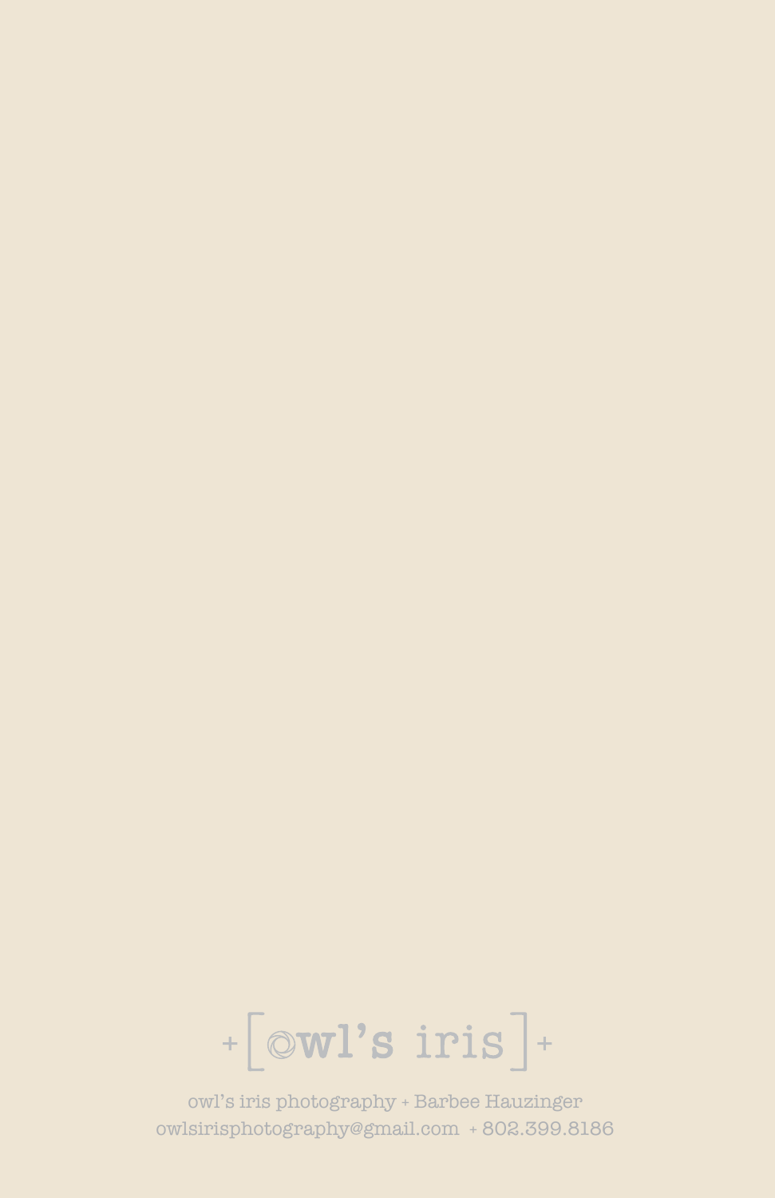+[owl's iris]+

owl's iris photography + Barbee Hauzinger
owlsirisphotography@gmail.com + 802.399.8186